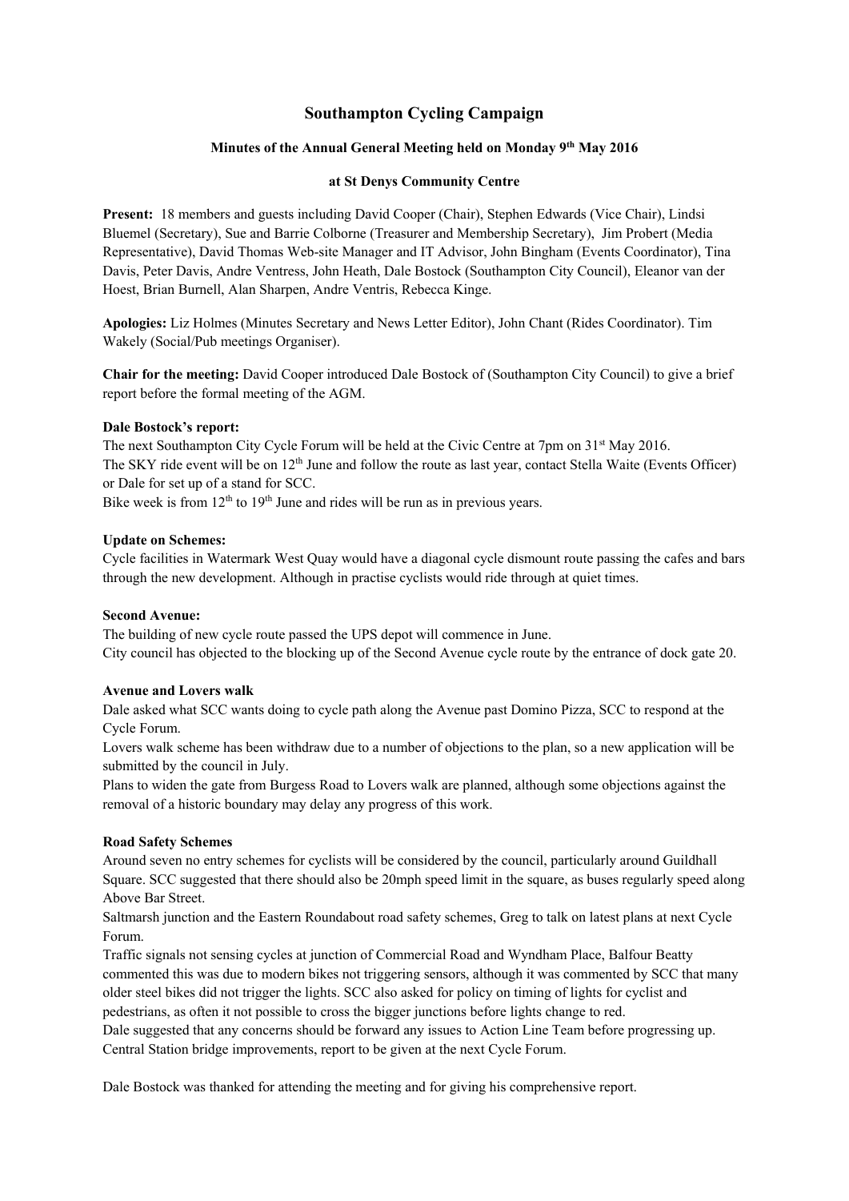# Southampton Cycling Campaign

### Minutes of the Annual General Meeting held on Monday 9th May 2016

### at St Denys Community Centre

**Present:** 18 members and guests including David Cooper (Chair), Stephen Edwards (Vice Chair), Lindsi Bluemel (Secretary), Sue and Barrie Colborne (Treasurer and Membership Secretary), Jim Probert (Media Representative), David Thomas Web-site Manager and IT Advisor, John Bingham (Events Coordinator), Tina Davis, Peter Davis, Andre Ventress, John Heath, Dale Bostock (Southampton City Council), Eleanor van der Hoest, Brian Burnell, Alan Sharpen, Andre Ventris, Rebecca Kinge.

**Apologies:** Liz Holmes (Minutes Secretary and News Letter Editor), John Chant (Rides Coordinator). Tim Wakely (Social/Pub meetings Organiser).

**Chair for the meeting:** David Cooper introduced Dale Bostock of (Southampton City Council) to give a brief report before the formal meeting of the AGM.

**Dale Bostock's report:**

The next Southampton City Cycle Forum will be held at the Civic Centre at 7pm on 31st May 2016.
The SKY ride event will be on 12th June and follow the route as last year, contact Stella Waite (Events Officer) or Dale for set up of a stand for SCC.
Bike week is from 12th to 19th June and rides will be run as in previous years.

**Update on Schemes:**

Cycle facilities in Watermark West Quay would have a diagonal cycle dismount route passing the cafes and bars through the new development. Although in practise cyclists would ride through at quiet times.

**Second Avenue:**

The building of new cycle route passed the UPS depot will commence in June.
City council has objected to the blocking up of the Second Avenue cycle route by the entrance of dock gate 20.

**Avenue and Lovers walk**

Dale asked what SCC wants doing to cycle path along the Avenue past Domino Pizza, SCC to respond at the Cycle Forum.
Lovers walk scheme has been withdraw due to a number of objections to the plan, so a new application will be submitted by the council in July.
Plans to widen the gate from Burgess Road to Lovers walk are planned, although some objections against the removal of a historic boundary may delay any progress of this work.

**Road Safety Schemes**

Around seven no entry schemes for cyclists will be considered by the council, particularly around Guildhall Square. SCC suggested that there should also be 20mph speed limit in the square, as buses regularly speed along Above Bar Street.
Saltmarsh junction and the Eastern Roundabout road safety schemes, Greg to talk on latest plans at next Cycle Forum.
Traffic signals not sensing cycles at junction of Commercial Road and Wyndham Place, Balfour Beatty commented this was due to modern bikes not triggering sensors, although it was commented by SCC that many older steel bikes did not trigger the lights. SCC also asked for policy on timing of lights for cyclist and pedestrians, as often it not possible to cross the bigger junctions before lights change to red.
Dale suggested that any concerns should be forward any issues to Action Line Team before progressing up.
Central Station bridge improvements, report to be given at the next Cycle Forum.

Dale Bostock was thanked for attending the meeting and for giving his comprehensive report.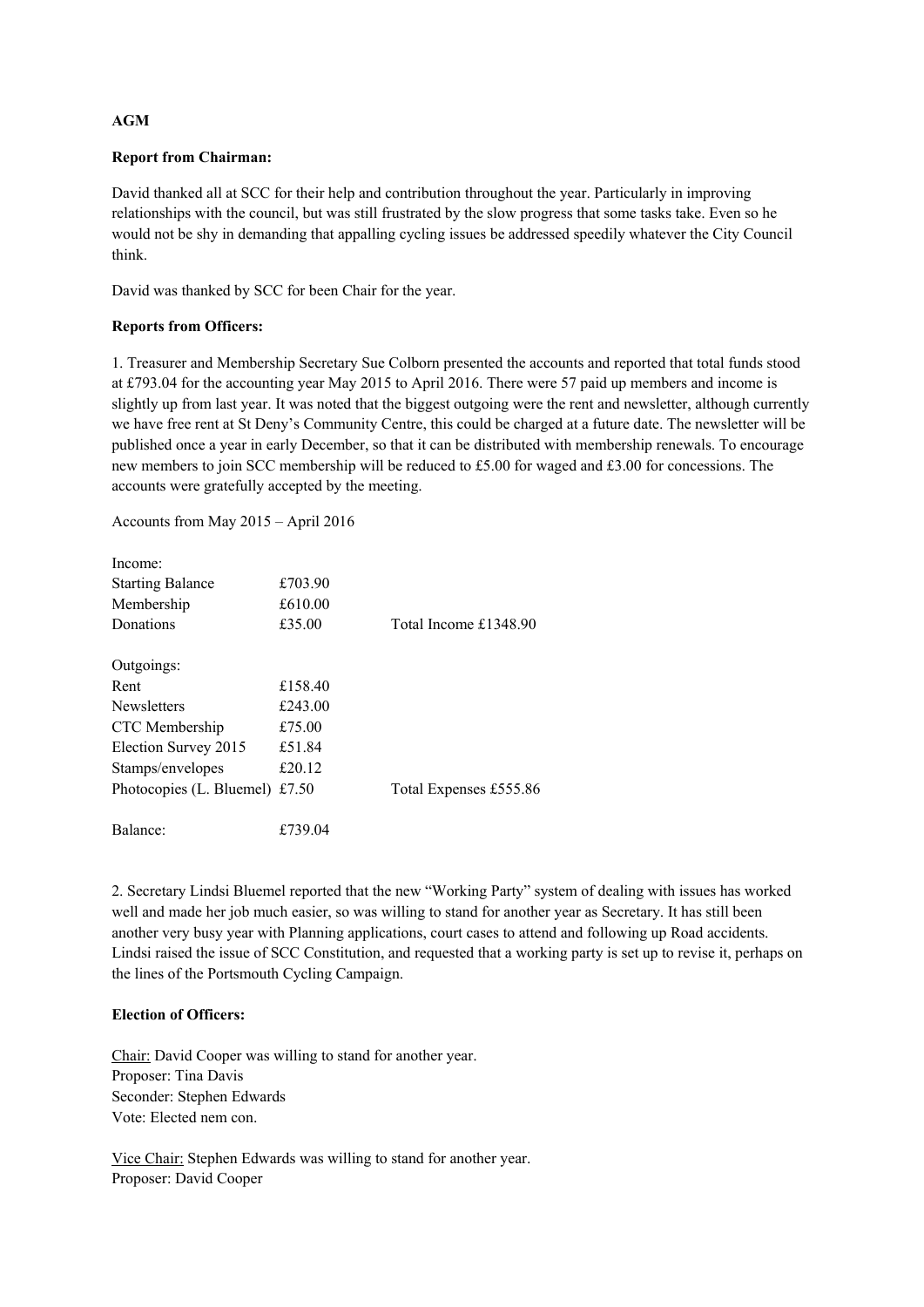**AGM**

**Report from Chairman:**

David thanked all at SCC for their help and contribution throughout the year. Particularly in improving relationships with the council, but was still frustrated by the slow progress that some tasks take. Even so he would not be shy in demanding that appalling cycling issues be addressed speedily whatever the City Council think.

David was thanked by SCC for been Chair for the year.

**Reports from Officers:**

1. Treasurer and Membership Secretary Sue Colborn presented the accounts and reported that total funds stood at £793.04 for the accounting year May 2015 to April 2016. There were 57 paid up members and income is slightly up from last year. It was noted that the biggest outgoing were the rent and newsletter, although currently we have free rent at St Deny's Community Centre, this could be charged at a future date. The newsletter will be published once a year in early December, so that it can be distributed with membership renewals. To encourage new members to join SCC membership will be reduced to £5.00 for waged and £3.00 for concessions. The accounts were gratefully accepted by the meeting.

Accounts from May 2015 – April 2016

| | | |
|---|---|---|
| Income: | | |
| Starting Balance | £703.90 | |
| Membership | £610.00 | |
| Donations | £35.00 | Total Income £1348.90 |
| | | |
| Outgoings: | | |
| Rent | £158.40 | |
| Newsletters | £243.00 | |
| CTC Membership | £75.00 | |
| Election Survey 2015 | £51.84 | |
| Stamps/envelopes | £20.12 | |
| Photocopies (L. Bluemel) | £7.50 | Total Expenses £555.86 |
| | | |
| Balance: | £739.04 | |

2. Secretary Lindsi Bluemel reported that the new "Working Party" system of dealing with issues has worked well and made her job much easier, so was willing to stand for another year as Secretary. It has still been another very busy year with Planning applications, court cases to attend and following up Road accidents. Lindsi raised the issue of SCC Constitution, and requested that a working party is set up to revise it, perhaps on the lines of the Portsmouth Cycling Campaign.

**Election of Officers:**

Chair: David Cooper was willing to stand for another year.
Proposer: Tina Davis
Seconder: Stephen Edwards
Vote: Elected nem con.

Vice Chair: Stephen Edwards was willing to stand for another year.
Proposer: David Cooper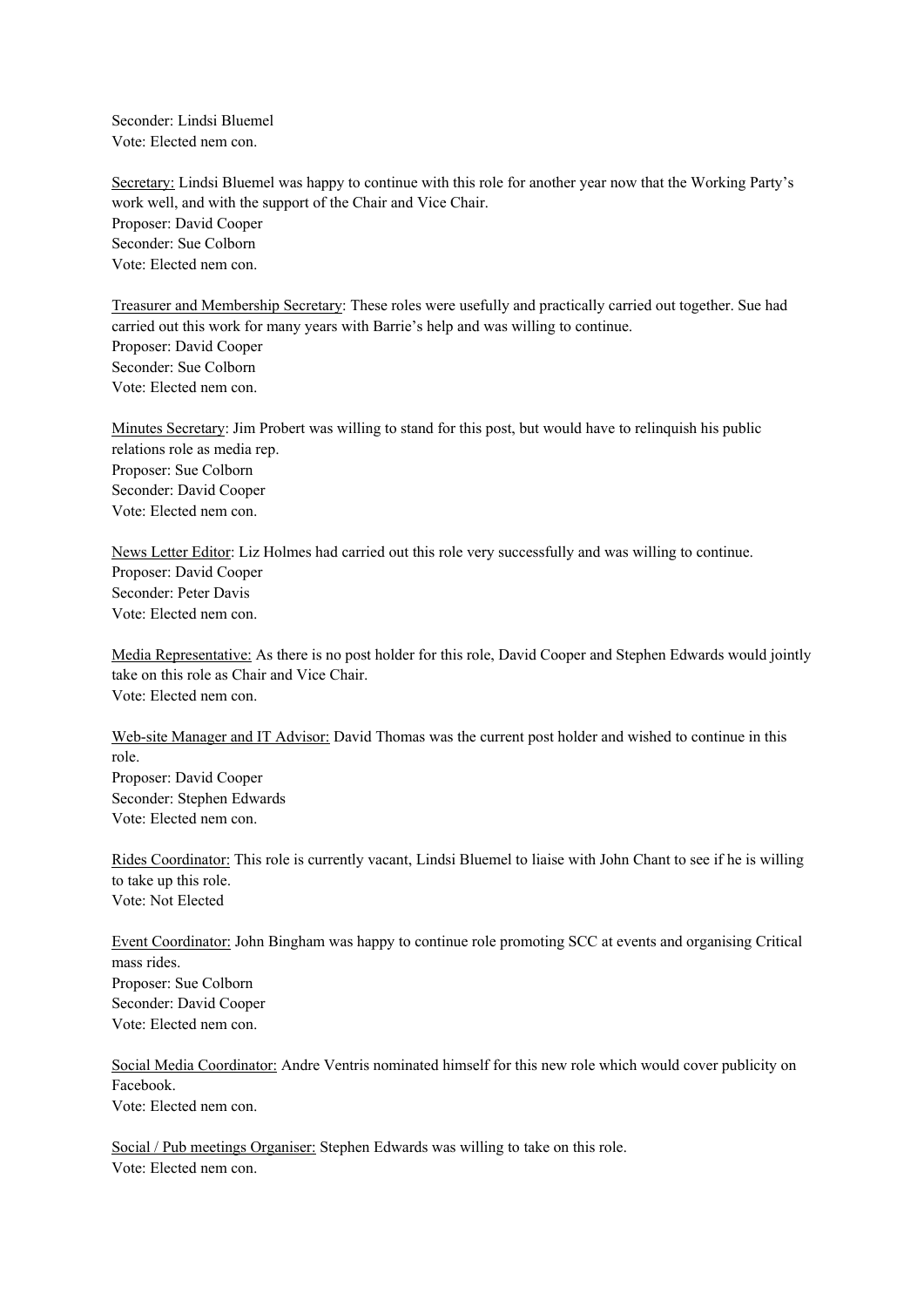Seconder: Lindsi Bluemel
Vote: Elected nem con.

<u>Secretary:</u> Lindsi Bluemel was happy to continue with this role for another year now that the Working Party's work well, and with the support of the Chair and Vice Chair.
Proposer: David Cooper
Seconder: Sue Colborn
Vote: Elected nem con.

<u>Treasurer and Membership Secretary</u>: These roles were usefully and practically carried out together. Sue had carried out this work for many years with Barrie's help and was willing to continue.
Proposer: David Cooper
Seconder: Sue Colborn
Vote: Elected nem con.

<u>Minutes Secretary</u>: Jim Probert was willing to stand for this post, but would have to relinquish his public relations role as media rep.
Proposer: Sue Colborn
Seconder: David Cooper
Vote: Elected nem con.

<u>News Letter Editor</u>: Liz Holmes had carried out this role very successfully and was willing to continue.
Proposer: David Cooper
Seconder: Peter Davis
Vote: Elected nem con.

<u>Media Representative:</u> As there is no post holder for this role, David Cooper and Stephen Edwards would jointly take on this role as Chair and Vice Chair.
Vote: Elected nem con.

<u>Web-site Manager and IT Advisor:</u> David Thomas was the current post holder and wished to continue in this role.
Proposer: David Cooper
Seconder: Stephen Edwards
Vote: Elected nem con.

<u>Rides Coordinator:</u> This role is currently vacant, Lindsi Bluemel to liaise with John Chant to see if he is willing to take up this role.
Vote: Not Elected

<u>Event Coordinator:</u> John Bingham was happy to continue role promoting SCC at events and organising Critical mass rides.
Proposer: Sue Colborn
Seconder: David Cooper
Vote: Elected nem con.

<u>Social Media Coordinator:</u> Andre Ventris nominated himself for this new role which would cover publicity on Facebook.
Vote: Elected nem con.

<u>Social / Pub meetings Organiser:</u> Stephen Edwards was willing to take on this role.
Vote: Elected nem con.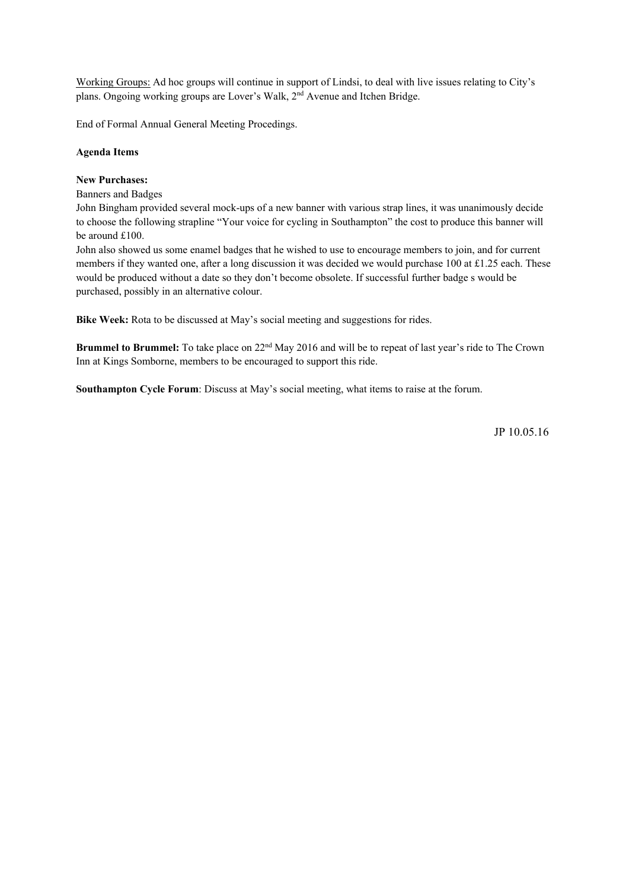Working Groups: Ad hoc groups will continue in support of Lindsi, to deal with live issues relating to City's plans. Ongoing working groups are Lover's Walk, 2nd Avenue and Itchen Bridge.

End of Formal Annual General Meeting Procedings.

**Agenda Items**

**New Purchases:**

Banners and Badges

John Bingham provided several mock-ups of a new banner with various strap lines, it was unanimously decide to choose the following strapline "Your voice for cycling in Southampton" the cost to produce this banner will be around £100.

John also showed us some enamel badges that he wished to use to encourage members to join, and for current members if they wanted one, after a long discussion it was decided we would purchase 100 at £1.25 each. These would be produced without a date so they don't become obsolete. If successful further badge s would be purchased, possibly in an alternative colour.

**Bike Week:** Rota to be discussed at May's social meeting and suggestions for rides.

**Brummel to Brummel:** To take place on 22nd May 2016 and will be to repeat of last year's ride to The Crown Inn at Kings Somborne, members to be encouraged to support this ride.

**Southampton Cycle Forum**: Discuss at May's social meeting, what items to raise at the forum.

JP 10.05.16